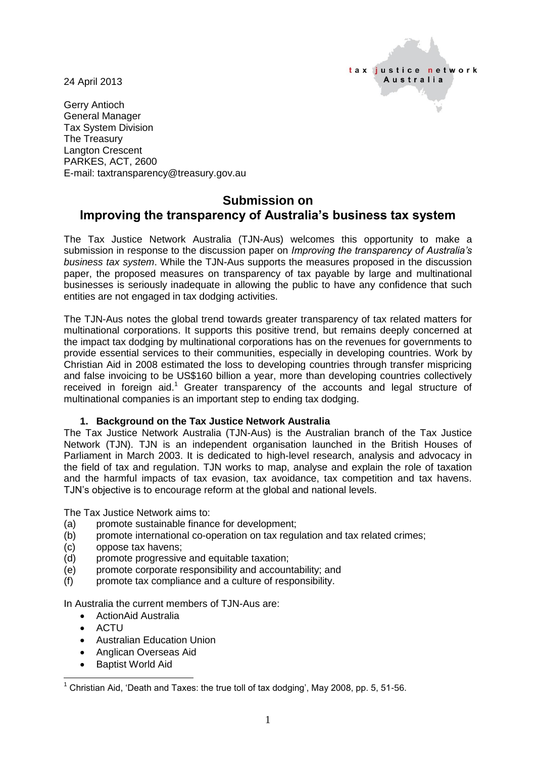tax justice network Australia

24 April 2013

Gerry Antioch
General Manager
Tax System Division
The Treasury
Langton Crescent
PARKES, ACT, 2600
E-mail: taxtransparency@treasury.gov.au

# Submission on Improving the transparency of Australia's business tax system

The Tax Justice Network Australia (TJN-Aus) welcomes this opportunity to make a submission in response to the discussion paper on *Improving the transparency of Australia's business tax system*. While the TJN-Aus supports the measures proposed in the discussion paper, the proposed measures on transparency of tax payable by large and multinational businesses is seriously inadequate in allowing the public to have any confidence that such entities are not engaged in tax dodging activities.

The TJN-Aus notes the global trend towards greater transparency of tax related matters for multinational corporations. It supports this positive trend, but remains deeply concerned at the impact tax dodging by multinational corporations has on the revenues for governments to provide essential services to their communities, especially in developing countries. Work by Christian Aid in 2008 estimated the loss to developing countries through transfer mispricing and false invoicing to be US$160 billion a year, more than developing countries collectively received in foreign aid.[1] Greater transparency of the accounts and legal structure of multinational companies is an important step to ending tax dodging.

## 1. Background on the Tax Justice Network Australia

The Tax Justice Network Australia (TJN-Aus) is the Australian branch of the Tax Justice Network (TJN). TJN is an independent organisation launched in the British Houses of Parliament in March 2003. It is dedicated to high-level research, analysis and advocacy in the field of tax and regulation. TJN works to map, analyse and explain the role of taxation and the harmful impacts of tax evasion, tax avoidance, tax competition and tax havens. TJN's objective is to encourage reform at the global and national levels.

The Tax Justice Network aims to:

(a) promote sustainable finance for development;
(b) promote international co-operation on tax regulation and tax related crimes;
(c) oppose tax havens;
(d) promote progressive and equitable taxation;
(e) promote corporate responsibility and accountability; and
(f) promote tax compliance and a culture of responsibility.

In Australia the current members of TJN-Aus are:

- ActionAid Australia
- ACTU
- Australian Education Union
- Anglican Overseas Aid
- Baptist World Aid

[1] Christian Aid, 'Death and Taxes: the true toll of tax dodging', May 2008, pp. 5, 51-56.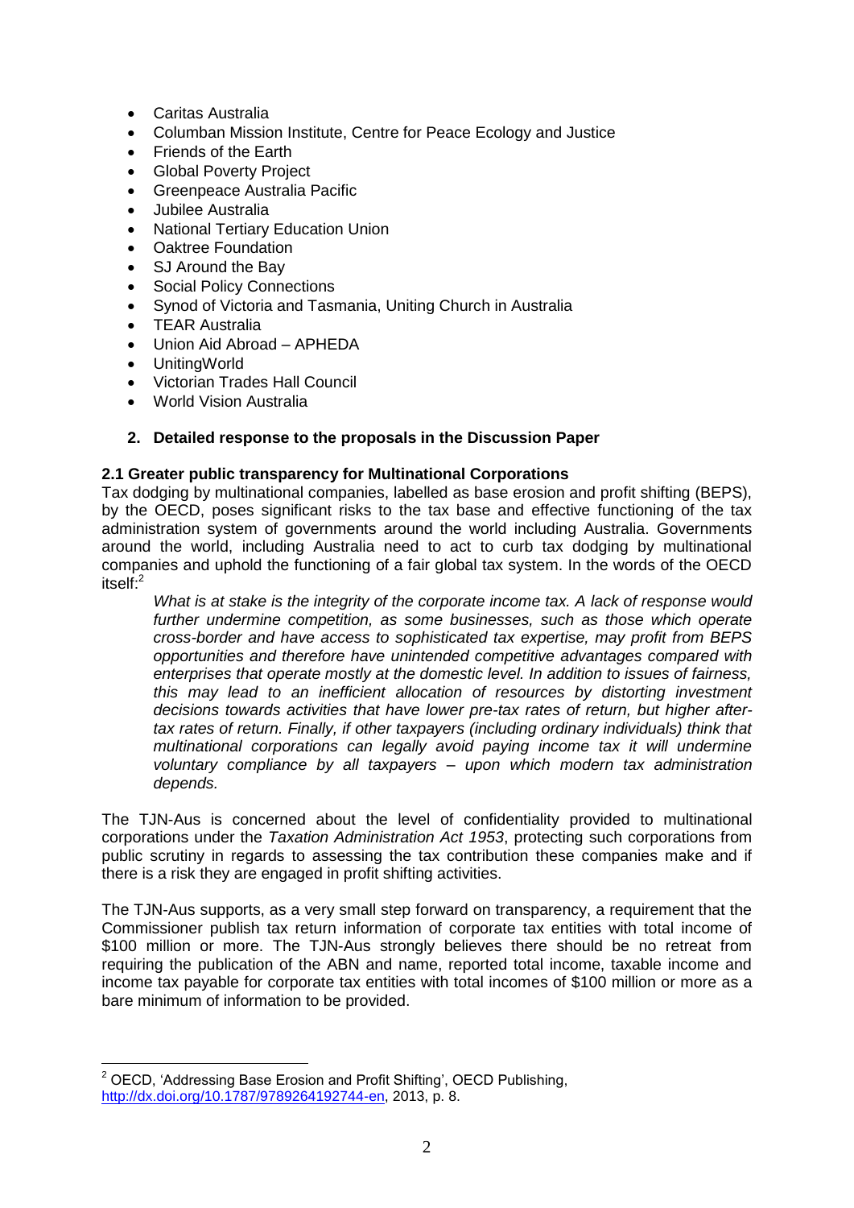- Caritas Australia
- Columban Mission Institute, Centre for Peace Ecology and Justice
- Friends of the Earth
- Global Poverty Project
- Greenpeace Australia Pacific
- Jubilee Australia
- National Tertiary Education Union
- Oaktree Foundation
- SJ Around the Bay
- Social Policy Connections
- Synod of Victoria and Tasmania, Uniting Church in Australia
- TEAR Australia
- Union Aid Abroad – APHEDA
- UnitingWorld
- Victorian Trades Hall Council
- World Vision Australia

## 2. Detailed response to the proposals in the Discussion Paper

### 2.1 Greater public transparency for Multinational Corporations

Tax dodging by multinational companies, labelled as base erosion and profit shifting (BEPS), by the OECD, poses significant risks to the tax base and effective functioning of the tax administration system of governments around the world including Australia. Governments around the world, including Australia need to act to curb tax dodging by multinational companies and uphold the functioning of a fair global tax system. In the words of the OECD itself:[2]

> *What is at stake is the integrity of the corporate income tax. A lack of response would further undermine competition, as some businesses, such as those which operate cross-border and have access to sophisticated tax expertise, may profit from BEPS opportunities and therefore have unintended competitive advantages compared with enterprises that operate mostly at the domestic level. In addition to issues of fairness, this may lead to an inefficient allocation of resources by distorting investment decisions towards activities that have lower pre-tax rates of return, but higher after-tax rates of return. Finally, if other taxpayers (including ordinary individuals) think that multinational corporations can legally avoid paying income tax it will undermine voluntary compliance by all taxpayers – upon which modern tax administration depends.*

The TJN-Aus is concerned about the level of confidentiality provided to multinational corporations under the *Taxation Administration Act 1953*, protecting such corporations from public scrutiny in regards to assessing the tax contribution these companies make and if there is a risk they are engaged in profit shifting activities.

The TJN-Aus supports, as a very small step forward on transparency, a requirement that the Commissioner publish tax return information of corporate tax entities with total income of $100 million or more. The TJN-Aus strongly believes there should be no retreat from requiring the publication of the ABN and name, reported total income, taxable income and income tax payable for corporate tax entities with total incomes of $100 million or more as a bare minimum of information to be provided.

---

[2] OECD, 'Addressing Base Erosion and Profit Shifting', OECD Publishing, http://dx.doi.org/10.1787/9789264192744-en, 2013, p. 8.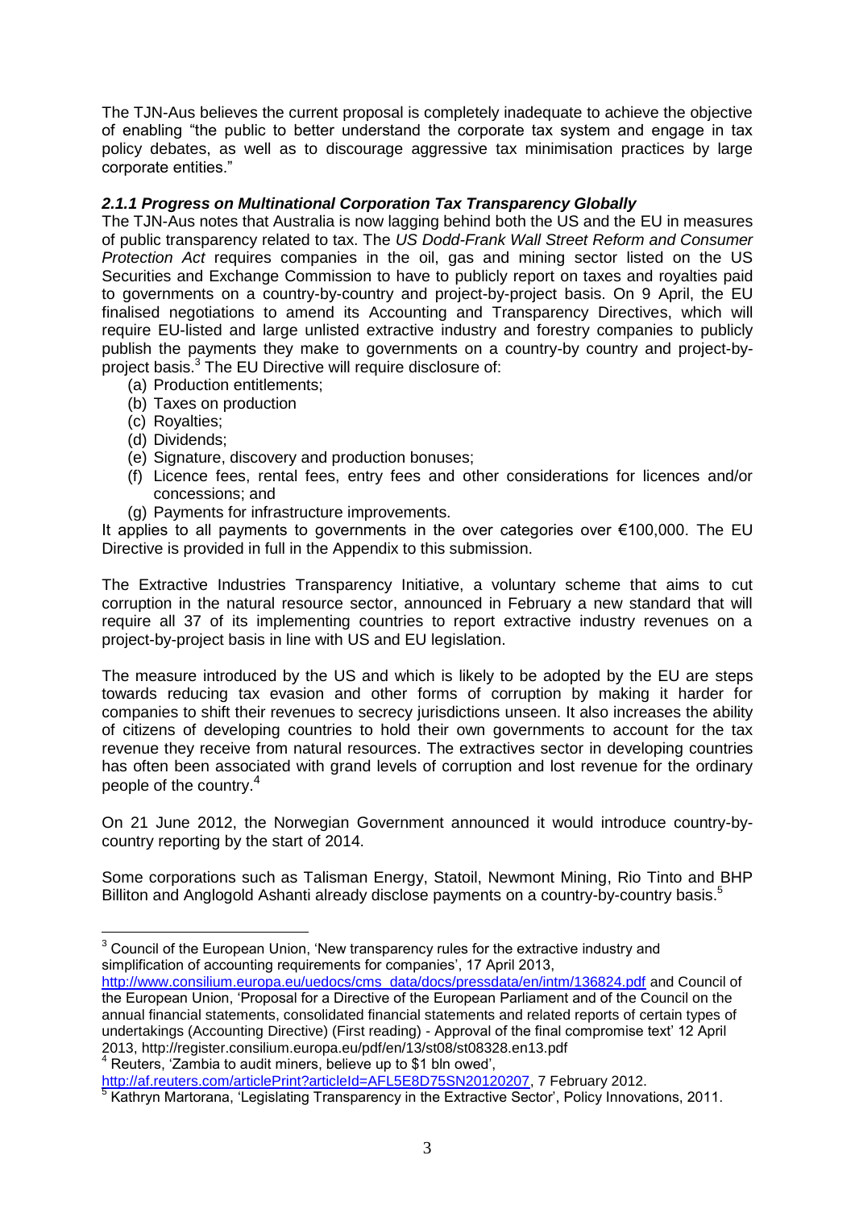The TJN-Aus believes the current proposal is completely inadequate to achieve the objective of enabling "the public to better understand the corporate tax system and engage in tax policy debates, as well as to discourage aggressive tax minimisation practices by large corporate entities."

### *2.1.1 Progress on Multinational Corporation Tax Transparency Globally*

The TJN-Aus notes that Australia is now lagging behind both the US and the EU in measures of public transparency related to tax. The *US Dodd-Frank Wall Street Reform and Consumer Protection Act* requires companies in the oil, gas and mining sector listed on the US Securities and Exchange Commission to have to publicly report on taxes and royalties paid to governments on a country-by-country and project-by-project basis. On 9 April, the EU finalised negotiations to amend its Accounting and Transparency Directives, which will require EU-listed and large unlisted extractive industry and forestry companies to publicly publish the payments they make to governments on a country-by country and project-by-project basis.[3] The EU Directive will require disclosure of:

(a) Production entitlements;
(b) Taxes on production
(c) Royalties;
(d) Dividends;
(e) Signature, discovery and production bonuses;
(f) Licence fees, rental fees, entry fees and other considerations for licences and/or concessions; and
(g) Payments for infrastructure improvements.

It applies to all payments to governments in the over categories over €100,000. The EU Directive is provided in full in the Appendix to this submission.

The Extractive Industries Transparency Initiative, a voluntary scheme that aims to cut corruption in the natural resource sector, announced in February a new standard that will require all 37 of its implementing countries to report extractive industry revenues on a project-by-project basis in line with US and EU legislation.

The measure introduced by the US and which is likely to be adopted by the EU are steps towards reducing tax evasion and other forms of corruption by making it harder for companies to shift their revenues to secrecy jurisdictions unseen. It also increases the ability of citizens of developing countries to hold their own governments to account for the tax revenue they receive from natural resources. The extractives sector in developing countries has often been associated with grand levels of corruption and lost revenue for the ordinary people of the country.[4]

On 21 June 2012, the Norwegian Government announced it would introduce country-by-country reporting by the start of 2014.

Some corporations such as Talisman Energy, Statoil, Newmont Mining, Rio Tinto and BHP Billiton and Anglogold Ashanti already disclose payments on a country-by-country basis.[5]

---

[3] Council of the European Union, 'New transparency rules for the extractive industry and simplification of accounting requirements for companies', 17 April 2013, http://www.consilium.europa.eu/uedocs/cms_data/docs/pressdata/en/intm/136824.pdf and Council of the European Union, 'Proposal for a Directive of the European Parliament and of the Council on the annual financial statements, consolidated financial statements and related reports of certain types of undertakings (Accounting Directive) (First reading) - Approval of the final compromise text' 12 April 2013, http://register.consilium.europa.eu/pdf/en/13/st08/st08328.en13.pdf

[4] Reuters, 'Zambia to audit miners, believe up to $1 bln owed', http://af.reuters.com/articlePrint?articleId=AFL5E8D75SN20120207, 7 February 2012.

[5] Kathryn Martorana, 'Legislating Transparency in the Extractive Sector', Policy Innovations, 2011.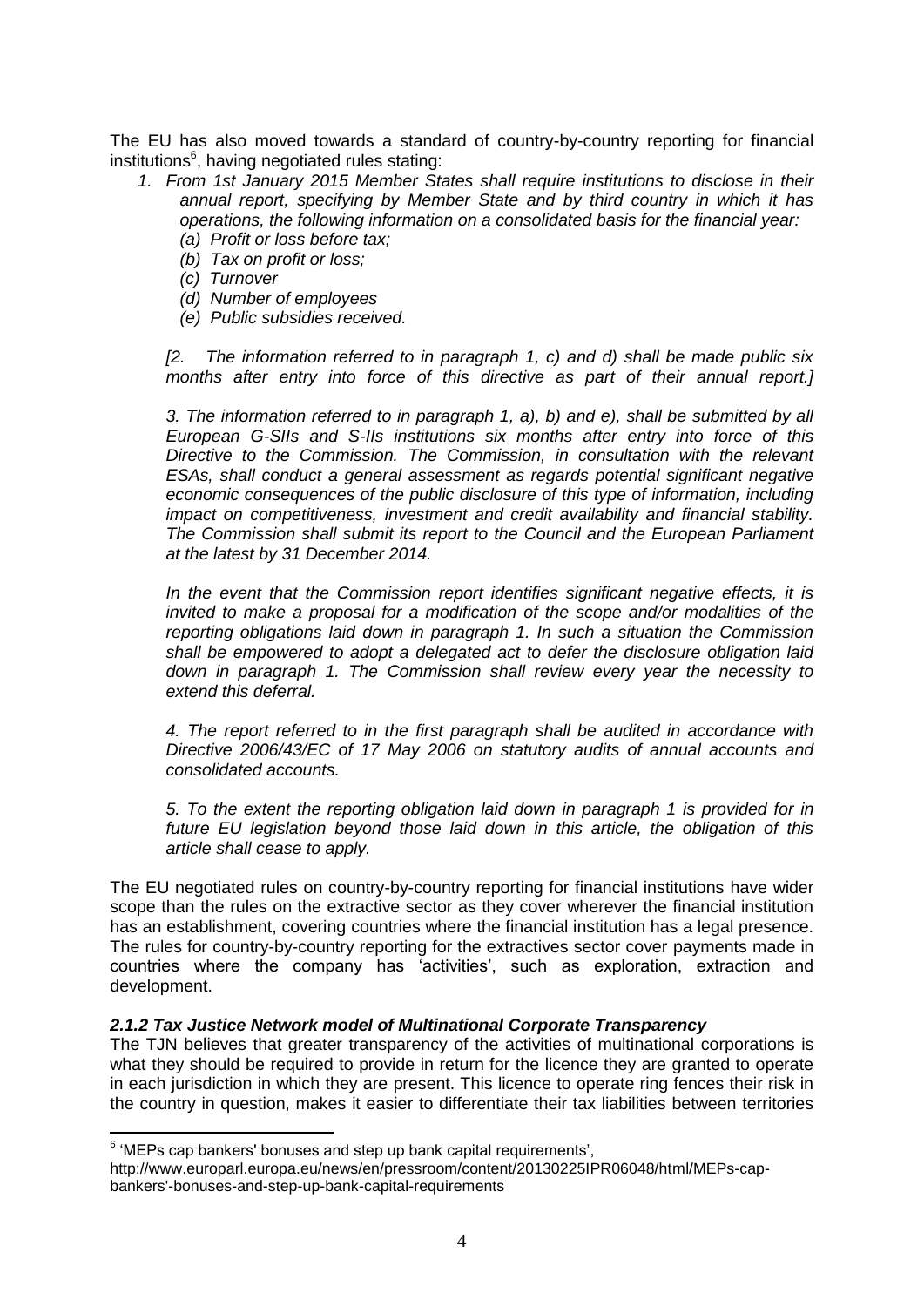The EU has also moved towards a standard of country-by-country reporting for financial institutions[6], having negotiated rules stating:

1. *From 1st January 2015 Member States shall require institutions to disclose in their annual report, specifying by Member State and by third country in which it has operations, the following information on a consolidated basis for the financial year:*
   - *(a) Profit or loss before tax;*
   - *(b) Tax on profit or loss;*
   - *(c) Turnover*
   - *(d) Number of employees*
   - *(e) Public subsidies received.*

   *[2. The information referred to in paragraph 1, c) and d) shall be made public six months after entry into force of this directive as part of their annual report.]*

   *3. The information referred to in paragraph 1, a), b) and e), shall be submitted by all European G-SIIs and S-IIs institutions six months after entry into force of this Directive to the Commission. The Commission, in consultation with the relevant ESAs, shall conduct a general assessment as regards potential significant negative economic consequences of the public disclosure of this type of information, including impact on competitiveness, investment and credit availability and financial stability. The Commission shall submit its report to the Council and the European Parliament at the latest by 31 December 2014.*

   *In the event that the Commission report identifies significant negative effects, it is invited to make a proposal for a modification of the scope and/or modalities of the reporting obligations laid down in paragraph 1. In such a situation the Commission shall be empowered to adopt a delegated act to defer the disclosure obligation laid down in paragraph 1. The Commission shall review every year the necessity to extend this deferral.*

   *4. The report referred to in the first paragraph shall be audited in accordance with Directive 2006/43/EC of 17 May 2006 on statutory audits of annual accounts and consolidated accounts.*

   *5. To the extent the reporting obligation laid down in paragraph 1 is provided for in future EU legislation beyond those laid down in this article, the obligation of this article shall cease to apply.*

The EU negotiated rules on country-by-country reporting for financial institutions have wider scope than the rules on the extractive sector as they cover wherever the financial institution has an establishment, covering countries where the financial institution has a legal presence. The rules for country-by-country reporting for the extractives sector cover payments made in countries where the company has 'activities', such as exploration, extraction and development.

### *2.1.2 Tax Justice Network model of Multinational Corporate Transparency*

The TJN believes that greater transparency of the activities of multinational corporations is what they should be required to provide in return for the licence they are granted to operate in each jurisdiction in which they are present. This licence to operate ring fences their risk in the country in question, makes it easier to differentiate their tax liabilities between territories

---

[6] 'MEPs cap bankers' bonuses and step up bank capital requirements', http://www.europarl.europa.eu/news/en/pressroom/content/20130225IPR06048/html/MEPs-cap-bankers'-bonuses-and-step-up-bank-capital-requirements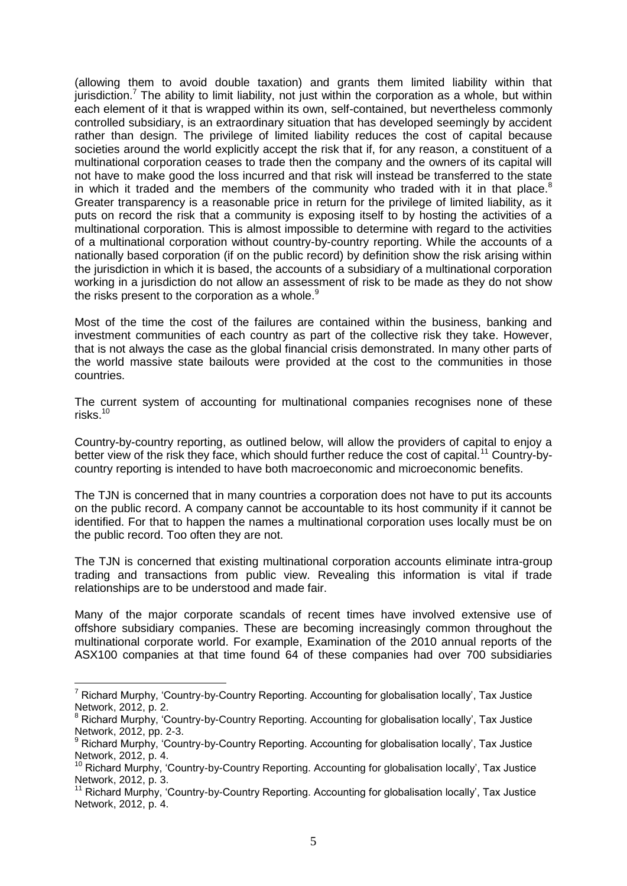(allowing them to avoid double taxation) and grants them limited liability within that jurisdiction.[7] The ability to limit liability, not just within the corporation as a whole, but within each element of it that is wrapped within its own, self-contained, but nevertheless commonly controlled subsidiary, is an extraordinary situation that has developed seemingly by accident rather than design. The privilege of limited liability reduces the cost of capital because societies around the world explicitly accept the risk that if, for any reason, a constituent of a multinational corporation ceases to trade then the company and the owners of its capital will not have to make good the loss incurred and that risk will instead be transferred to the state in which it traded and the members of the community who traded with it in that place.[8] Greater transparency is a reasonable price in return for the privilege of limited liability, as it puts on record the risk that a community is exposing itself to by hosting the activities of a multinational corporation. This is almost impossible to determine with regard to the activities of a multinational corporation without country-by-country reporting. While the accounts of a nationally based corporation (if on the public record) by definition show the risk arising within the jurisdiction in which it is based, the accounts of a subsidiary of a multinational corporation working in a jurisdiction do not allow an assessment of risk to be made as they do not show the risks present to the corporation as a whole.[9]

Most of the time the cost of the failures are contained within the business, banking and investment communities of each country as part of the collective risk they take. However, that is not always the case as the global financial crisis demonstrated. In many other parts of the world massive state bailouts were provided at the cost to the communities in those countries.

The current system of accounting for multinational companies recognises none of these risks.[10]

Country-by-country reporting, as outlined below, will allow the providers of capital to enjoy a better view of the risk they face, which should further reduce the cost of capital.[11] Country-by-country reporting is intended to have both macroeconomic and microeconomic benefits.

The TJN is concerned that in many countries a corporation does not have to put its accounts on the public record. A company cannot be accountable to its host community if it cannot be identified. For that to happen the names a multinational corporation uses locally must be on the public record. Too often they are not.

The TJN is concerned that existing multinational corporation accounts eliminate intra-group trading and transactions from public view. Revealing this information is vital if trade relationships are to be understood and made fair.

Many of the major corporate scandals of recent times have involved extensive use of offshore subsidiary companies. These are becoming increasingly common throughout the multinational corporate world. For example, Examination of the 2010 annual reports of the ASX100 companies at that time found 64 of these companies had over 700 subsidiaries

---

[7] Richard Murphy, 'Country-by-Country Reporting. Accounting for globalisation locally', Tax Justice Network, 2012, p. 2.

[8] Richard Murphy, 'Country-by-Country Reporting. Accounting for globalisation locally', Tax Justice Network, 2012, pp. 2-3.

[9] Richard Murphy, 'Country-by-Country Reporting. Accounting for globalisation locally', Tax Justice Network, 2012, p. 4.

[10] Richard Murphy, 'Country-by-Country Reporting. Accounting for globalisation locally', Tax Justice Network, 2012, p. 3.

[11] Richard Murphy, 'Country-by-Country Reporting. Accounting for globalisation locally', Tax Justice Network, 2012, p. 4.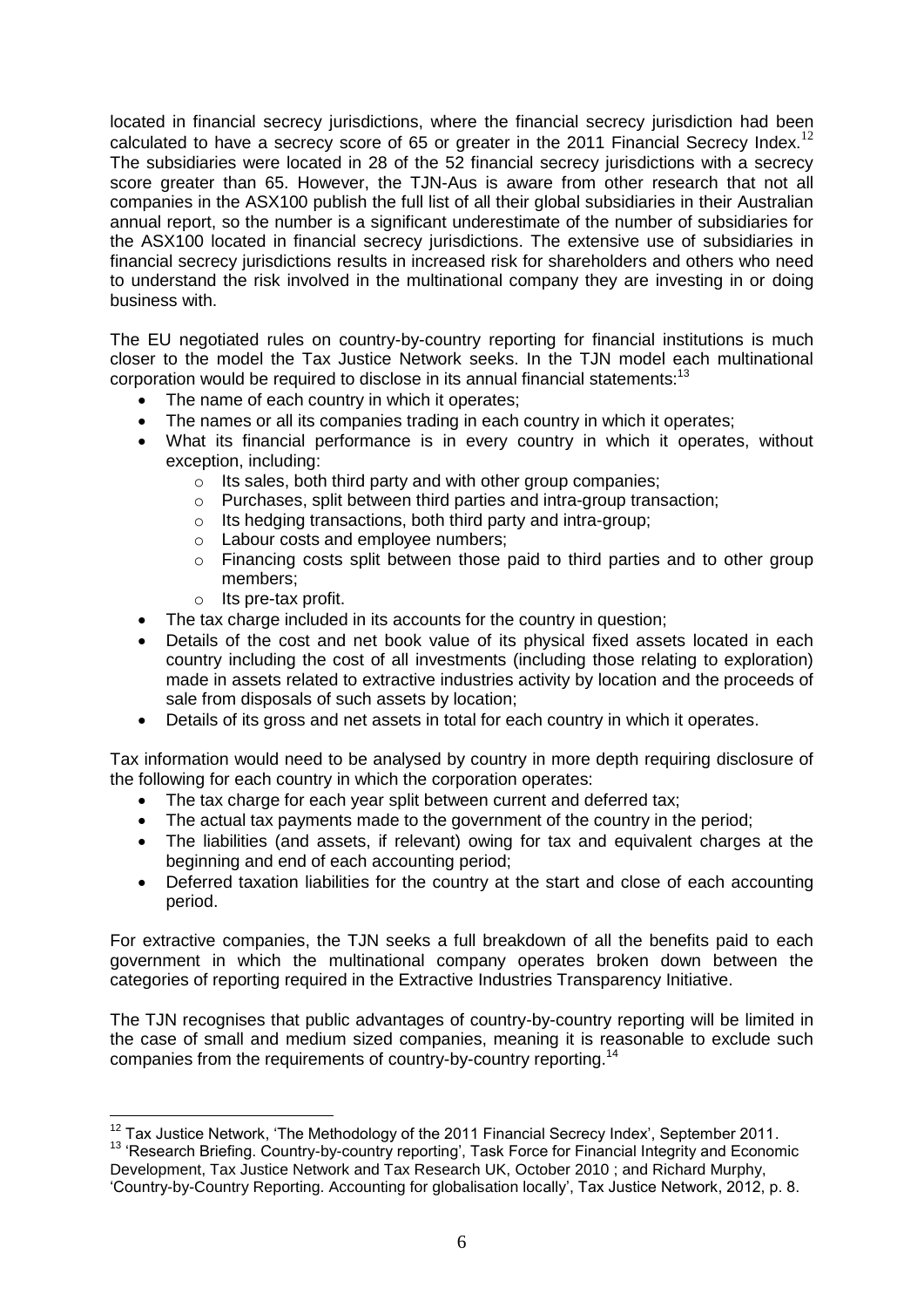located in financial secrecy jurisdictions, where the financial secrecy jurisdiction had been calculated to have a secrecy score of 65 or greater in the 2011 Financial Secrecy Index.[12] The subsidiaries were located in 28 of the 52 financial secrecy jurisdictions with a secrecy score greater than 65. However, the TJN-Aus is aware from other research that not all companies in the ASX100 publish the full list of all their global subsidiaries in their Australian annual report, so the number is a significant underestimate of the number of subsidiaries for the ASX100 located in financial secrecy jurisdictions. The extensive use of subsidiaries in financial secrecy jurisdictions results in increased risk for shareholders and others who need to understand the risk involved in the multinational company they are investing in or doing business with.

The EU negotiated rules on country-by-country reporting for financial institutions is much closer to the model the Tax Justice Network seeks. In the TJN model each multinational corporation would be required to disclose in its annual financial statements:[13]

- The name of each country in which it operates;
- The names or all its companies trading in each country in which it operates;
- What its financial performance is in every country in which it operates, without exception, including:
  - Its sales, both third party and with other group companies;
  - Purchases, split between third parties and intra-group transaction;
  - Its hedging transactions, both third party and intra-group;
  - Labour costs and employee numbers;
  - Financing costs split between those paid to third parties and to other group members;
  - Its pre-tax profit.
- The tax charge included in its accounts for the country in question;
- Details of the cost and net book value of its physical fixed assets located in each country including the cost of all investments (including those relating to exploration) made in assets related to extractive industries activity by location and the proceeds of sale from disposals of such assets by location;
- Details of its gross and net assets in total for each country in which it operates.

Tax information would need to be analysed by country in more depth requiring disclosure of the following for each country in which the corporation operates:

- The tax charge for each year split between current and deferred tax;
- The actual tax payments made to the government of the country in the period;
- The liabilities (and assets, if relevant) owing for tax and equivalent charges at the beginning and end of each accounting period;
- Deferred taxation liabilities for the country at the start and close of each accounting period.

For extractive companies, the TJN seeks a full breakdown of all the benefits paid to each government in which the multinational company operates broken down between the categories of reporting required in the Extractive Industries Transparency Initiative.

The TJN recognises that public advantages of country-by-country reporting will be limited in the case of small and medium sized companies, meaning it is reasonable to exclude such companies from the requirements of country-by-country reporting.[14]

---

[12] Tax Justice Network, 'The Methodology of the 2011 Financial Secrecy Index', September 2011.

[13] 'Research Briefing. Country-by-country reporting', Task Force for Financial Integrity and Economic Development, Tax Justice Network and Tax Research UK, October 2010 ; and Richard Murphy, 'Country-by-Country Reporting. Accounting for globalisation locally', Tax Justice Network, 2012, p. 8.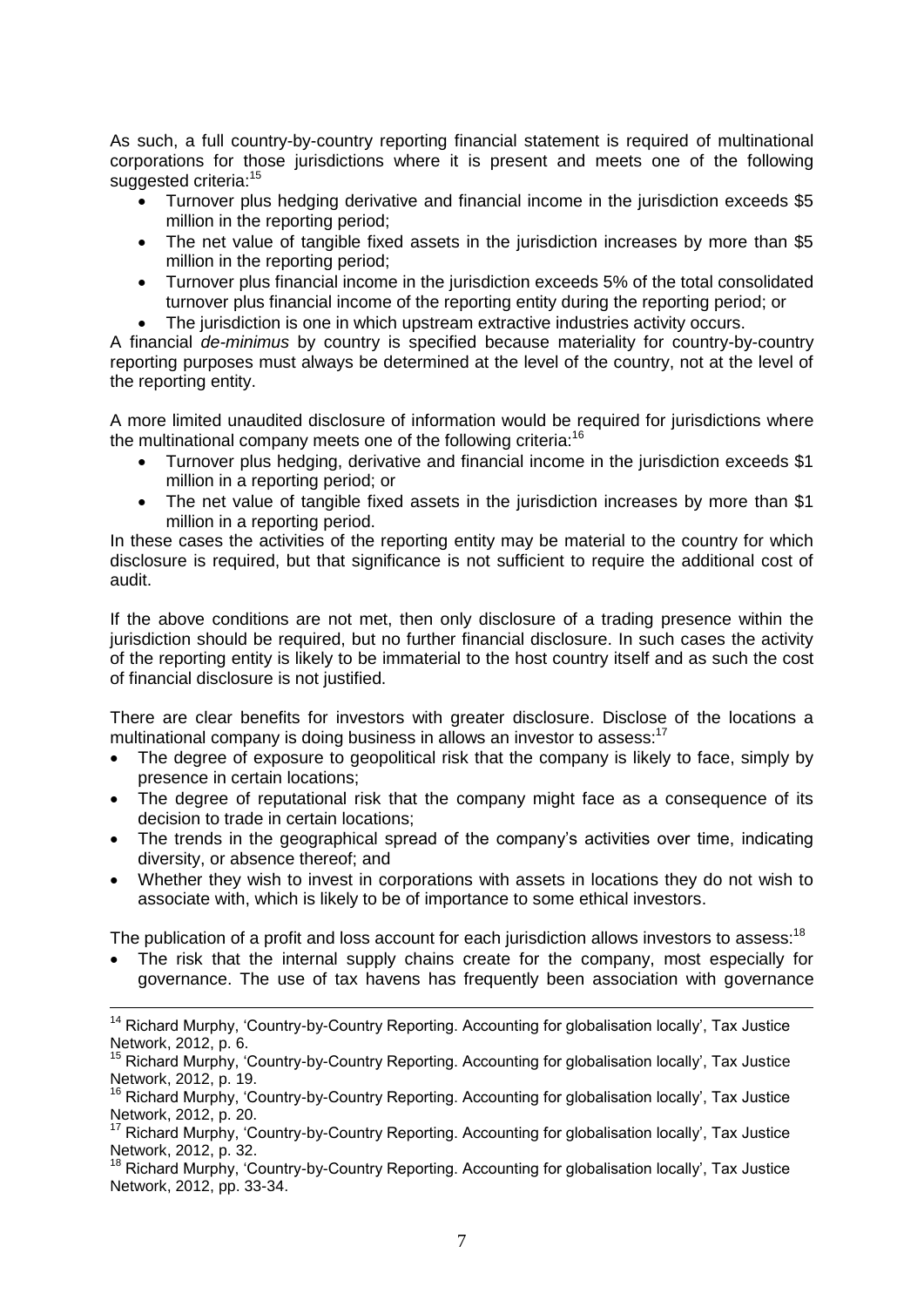As such, a full country-by-country reporting financial statement is required of multinational corporations for those jurisdictions where it is present and meets one of the following suggested criteria:[15]

- Turnover plus hedging derivative and financial income in the jurisdiction exceeds $5 million in the reporting period;
- The net value of tangible fixed assets in the jurisdiction increases by more than $5 million in the reporting period;
- Turnover plus financial income in the jurisdiction exceeds 5% of the total consolidated turnover plus financial income of the reporting entity during the reporting period; or
- The jurisdiction is one in which upstream extractive industries activity occurs.

A financial *de-minimus* by country is specified because materiality for country-by-country reporting purposes must always be determined at the level of the country, not at the level of the reporting entity.

A more limited unaudited disclosure of information would be required for jurisdictions where the multinational company meets one of the following criteria:[16]

- Turnover plus hedging, derivative and financial income in the jurisdiction exceeds $1 million in a reporting period; or
- The net value of tangible fixed assets in the jurisdiction increases by more than $1 million in a reporting period.

In these cases the activities of the reporting entity may be material to the country for which disclosure is required, but that significance is not sufficient to require the additional cost of audit.

If the above conditions are not met, then only disclosure of a trading presence within the jurisdiction should be required, but no further financial disclosure. In such cases the activity of the reporting entity is likely to be immaterial to the host country itself and as such the cost of financial disclosure is not justified.

There are clear benefits for investors with greater disclosure. Disclose of the locations a multinational company is doing business in allows an investor to assess:[17]

- The degree of exposure to geopolitical risk that the company is likely to face, simply by presence in certain locations;
- The degree of reputational risk that the company might face as a consequence of its decision to trade in certain locations;
- The trends in the geographical spread of the company's activities over time, indicating diversity, or absence thereof; and
- Whether they wish to invest in corporations with assets in locations they do not wish to associate with, which is likely to be of importance to some ethical investors.

The publication of a profit and loss account for each jurisdiction allows investors to assess:[18]

- The risk that the internal supply chains create for the company, most especially for governance. The use of tax havens has frequently been association with governance

---

[14] Richard Murphy, 'Country-by-Country Reporting. Accounting for globalisation locally', Tax Justice Network, 2012, p. 6.

[15] Richard Murphy, 'Country-by-Country Reporting. Accounting for globalisation locally', Tax Justice Network, 2012, p. 19.

[16] Richard Murphy, 'Country-by-Country Reporting. Accounting for globalisation locally', Tax Justice Network, 2012, p. 20.

[17] Richard Murphy, 'Country-by-Country Reporting. Accounting for globalisation locally', Tax Justice Network, 2012, p. 32.

[18] Richard Murphy, 'Country-by-Country Reporting. Accounting for globalisation locally', Tax Justice Network, 2012, pp. 33-34.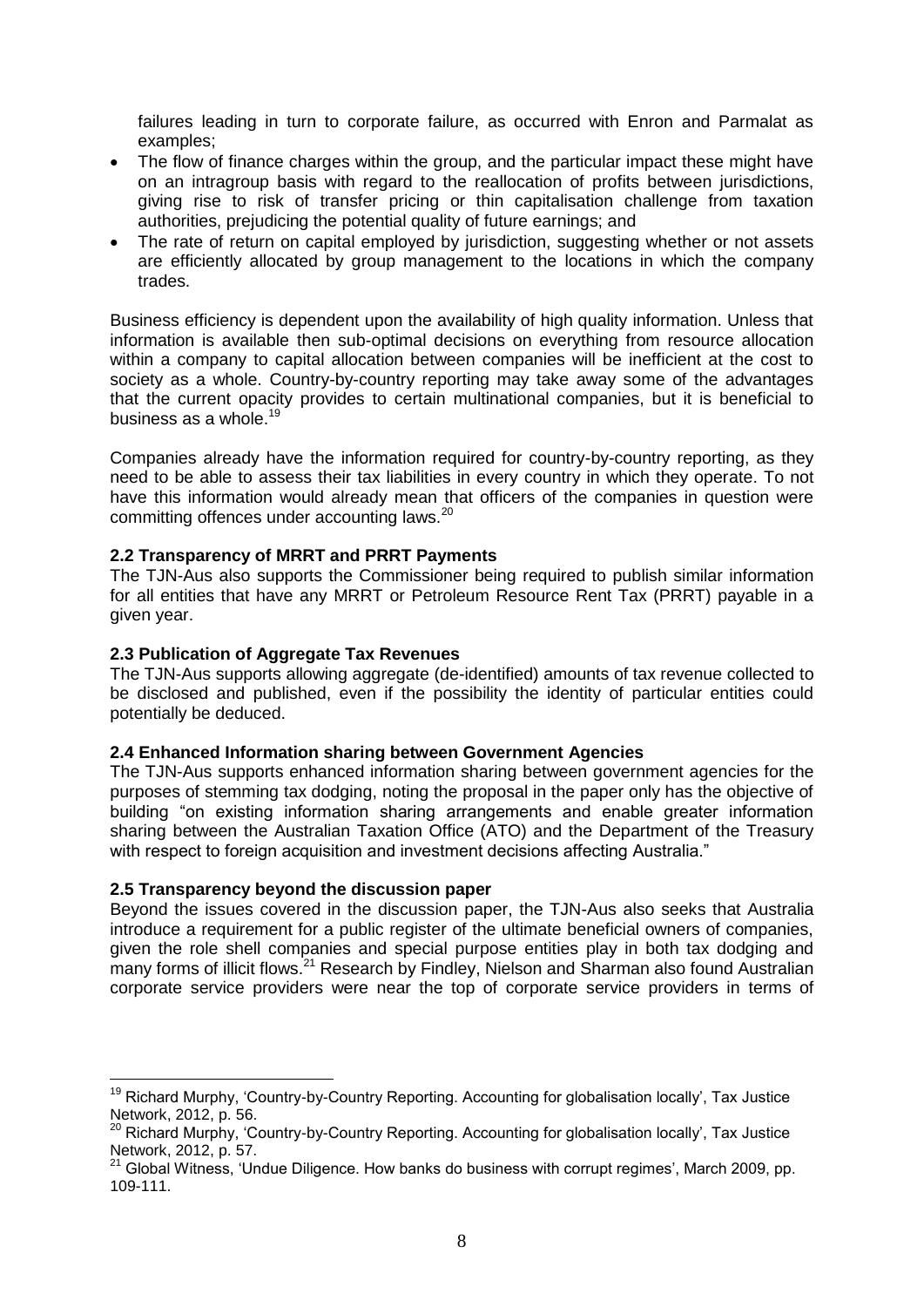failures leading in turn to corporate failure, as occurred with Enron and Parmalat as examples;

- The flow of finance charges within the group, and the particular impact these might have on an intragroup basis with regard to the reallocation of profits between jurisdictions, giving rise to risk of transfer pricing or thin capitalisation challenge from taxation authorities, prejudicing the potential quality of future earnings; and
- The rate of return on capital employed by jurisdiction, suggesting whether or not assets are efficiently allocated by group management to the locations in which the company trades.

Business efficiency is dependent upon the availability of high quality information. Unless that information is available then sub-optimal decisions on everything from resource allocation within a company to capital allocation between companies will be inefficient at the cost to society as a whole. Country-by-country reporting may take away some of the advantages that the current opacity provides to certain multinational companies, but it is beneficial to business as a whole.[19]

Companies already have the information required for country-by-country reporting, as they need to be able to assess their tax liabilities in every country in which they operate. To not have this information would already mean that officers of the companies in question were committing offences under accounting laws.[20]

**2.2 Transparency of MRRT and PRRT Payments**

The TJN-Aus also supports the Commissioner being required to publish similar information for all entities that have any MRRT or Petroleum Resource Rent Tax (PRRT) payable in a given year.

**2.3 Publication of Aggregate Tax Revenues**

The TJN-Aus supports allowing aggregate (de-identified) amounts of tax revenue collected to be disclosed and published, even if the possibility the identity of particular entities could potentially be deduced.

**2.4 Enhanced Information sharing between Government Agencies**

The TJN-Aus supports enhanced information sharing between government agencies for the purposes of stemming tax dodging, noting the proposal in the paper only has the objective of building "on existing information sharing arrangements and enable greater information sharing between the Australian Taxation Office (ATO) and the Department of the Treasury with respect to foreign acquisition and investment decisions affecting Australia."

**2.5 Transparency beyond the discussion paper**

Beyond the issues covered in the discussion paper, the TJN-Aus also seeks that Australia introduce a requirement for a public register of the ultimate beneficial owners of companies, given the role shell companies and special purpose entities play in both tax dodging and many forms of illicit flows.[21] Research by Findley, Nielson and Sharman also found Australian corporate service providers were near the top of corporate service providers in terms of

---

[19] Richard Murphy, 'Country-by-Country Reporting. Accounting for globalisation locally', Tax Justice Network, 2012, p. 56.

[20] Richard Murphy, 'Country-by-Country Reporting. Accounting for globalisation locally', Tax Justice Network, 2012, p. 57.

[21] Global Witness, 'Undue Diligence. How banks do business with corrupt regimes', March 2009, pp. 109-111.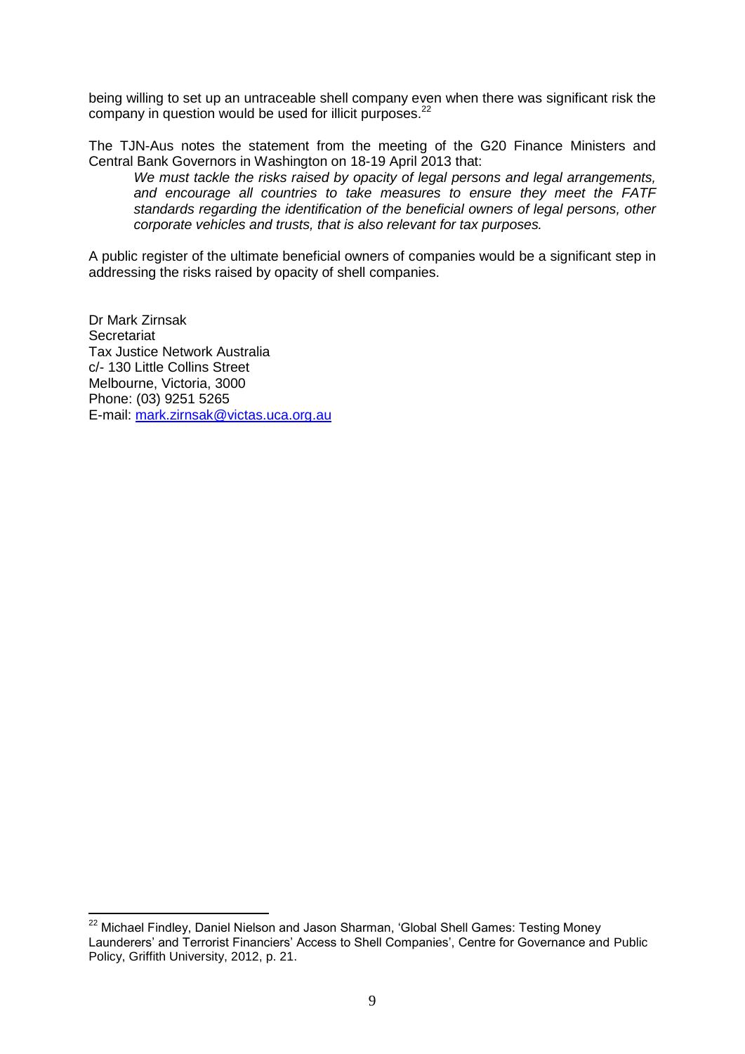being willing to set up an untraceable shell company even when there was significant risk the company in question would be used for illicit purposes.[22]

The TJN-Aus notes the statement from the meeting of the G20 Finance Ministers and Central Bank Governors in Washington on 18-19 April 2013 that:

> *We must tackle the risks raised by opacity of legal persons and legal arrangements, and encourage all countries to take measures to ensure they meet the FATF standards regarding the identification of the beneficial owners of legal persons, other corporate vehicles and trusts, that is also relevant for tax purposes.*

A public register of the ultimate beneficial owners of companies would be a significant step in addressing the risks raised by opacity of shell companies.

Dr Mark Zirnsak
Secretariat
Tax Justice Network Australia
c/- 130 Little Collins Street
Melbourne, Victoria, 3000
Phone: (03) 9251 5265
E-mail: mark.zirnsak@victas.uca.org.au

---

[22] Michael Findley, Daniel Nielson and Jason Sharman, 'Global Shell Games: Testing Money Launderers' and Terrorist Financiers' Access to Shell Companies', Centre for Governance and Public Policy, Griffith University, 2012, p. 21.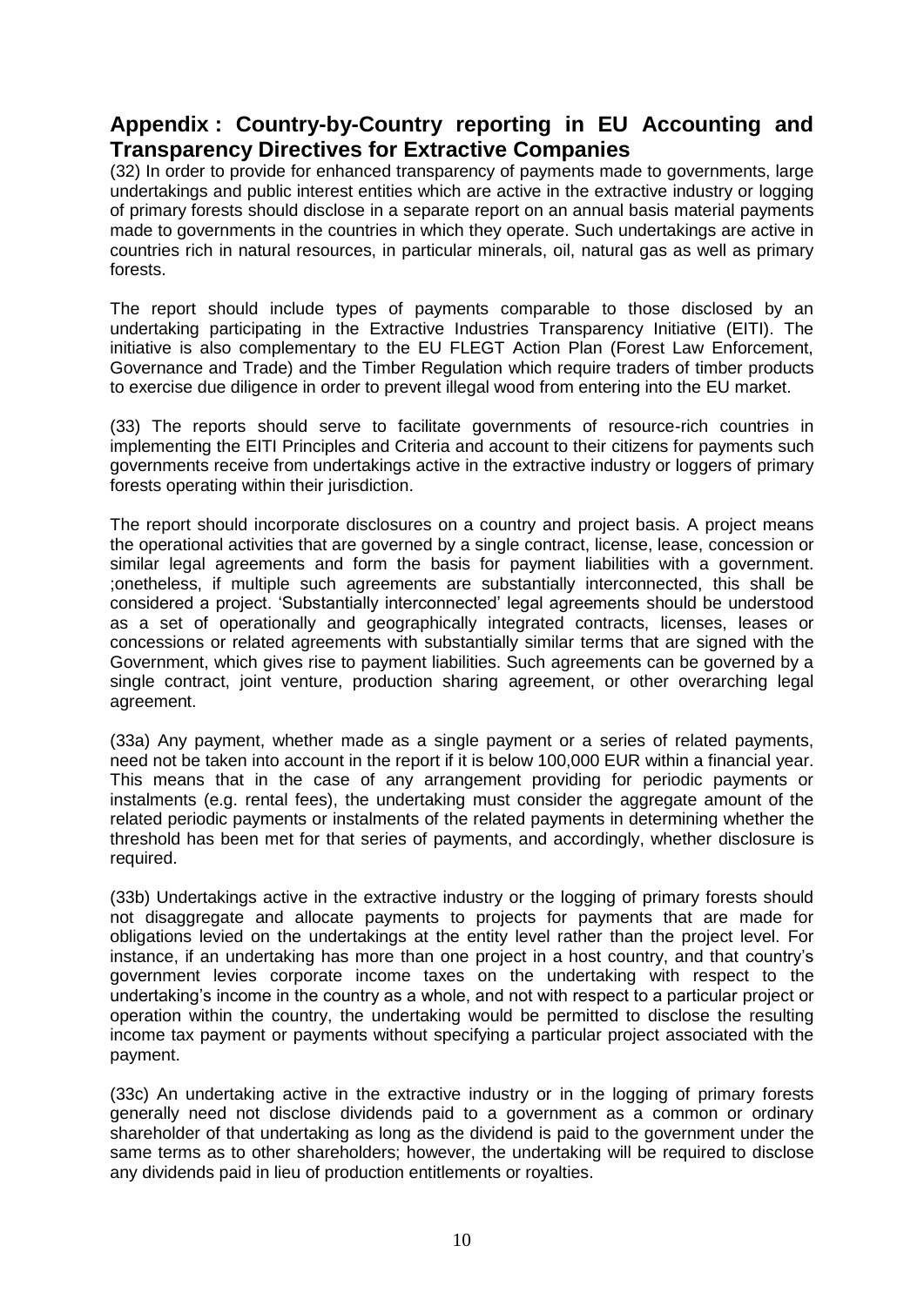## Appendix : Country-by-Country reporting in EU Accounting and Transparency Directives for Extractive Companies

(32) In order to provide for enhanced transparency of payments made to governments, large undertakings and public interest entities which are active in the extractive industry or logging of primary forests should disclose in a separate report on an annual basis material payments made to governments in the countries in which they operate. Such undertakings are active in countries rich in natural resources, in particular minerals, oil, natural gas as well as primary forests.

The report should include types of payments comparable to those disclosed by an undertaking participating in the Extractive Industries Transparency Initiative (EITI). The initiative is also complementary to the EU FLEGT Action Plan (Forest Law Enforcement, Governance and Trade) and the Timber Regulation which require traders of timber products to exercise due diligence in order to prevent illegal wood from entering into the EU market.

(33) The reports should serve to facilitate governments of resource-rich countries in implementing the EITI Principles and Criteria and account to their citizens for payments such governments receive from undertakings active in the extractive industry or loggers of primary forests operating within their jurisdiction.

The report should incorporate disclosures on a country and project basis. A project means the operational activities that are governed by a single contract, license, lease, concession or similar legal agreements and form the basis for payment liabilities with a government. ;onetheless, if multiple such agreements are substantially interconnected, this shall be considered a project. 'Substantially interconnected' legal agreements should be understood as a set of operationally and geographically integrated contracts, licenses, leases or concessions or related agreements with substantially similar terms that are signed with the Government, which gives rise to payment liabilities. Such agreements can be governed by a single contract, joint venture, production sharing agreement, or other overarching legal agreement.

(33a) Any payment, whether made as a single payment or a series of related payments, need not be taken into account in the report if it is below 100,000 EUR within a financial year. This means that in the case of any arrangement providing for periodic payments or instalments (e.g. rental fees), the undertaking must consider the aggregate amount of the related periodic payments or instalments of the related payments in determining whether the threshold has been met for that series of payments, and accordingly, whether disclosure is required.

(33b) Undertakings active in the extractive industry or the logging of primary forests should not disaggregate and allocate payments to projects for payments that are made for obligations levied on the undertakings at the entity level rather than the project level. For instance, if an undertaking has more than one project in a host country, and that country's government levies corporate income taxes on the undertaking with respect to the undertaking's income in the country as a whole, and not with respect to a particular project or operation within the country, the undertaking would be permitted to disclose the resulting income tax payment or payments without specifying a particular project associated with the payment.

(33c) An undertaking active in the extractive industry or in the logging of primary forests generally need not disclose dividends paid to a government as a common or ordinary shareholder of that undertaking as long as the dividend is paid to the government under the same terms as to other shareholders; however, the undertaking will be required to disclose any dividends paid in lieu of production entitlements or royalties.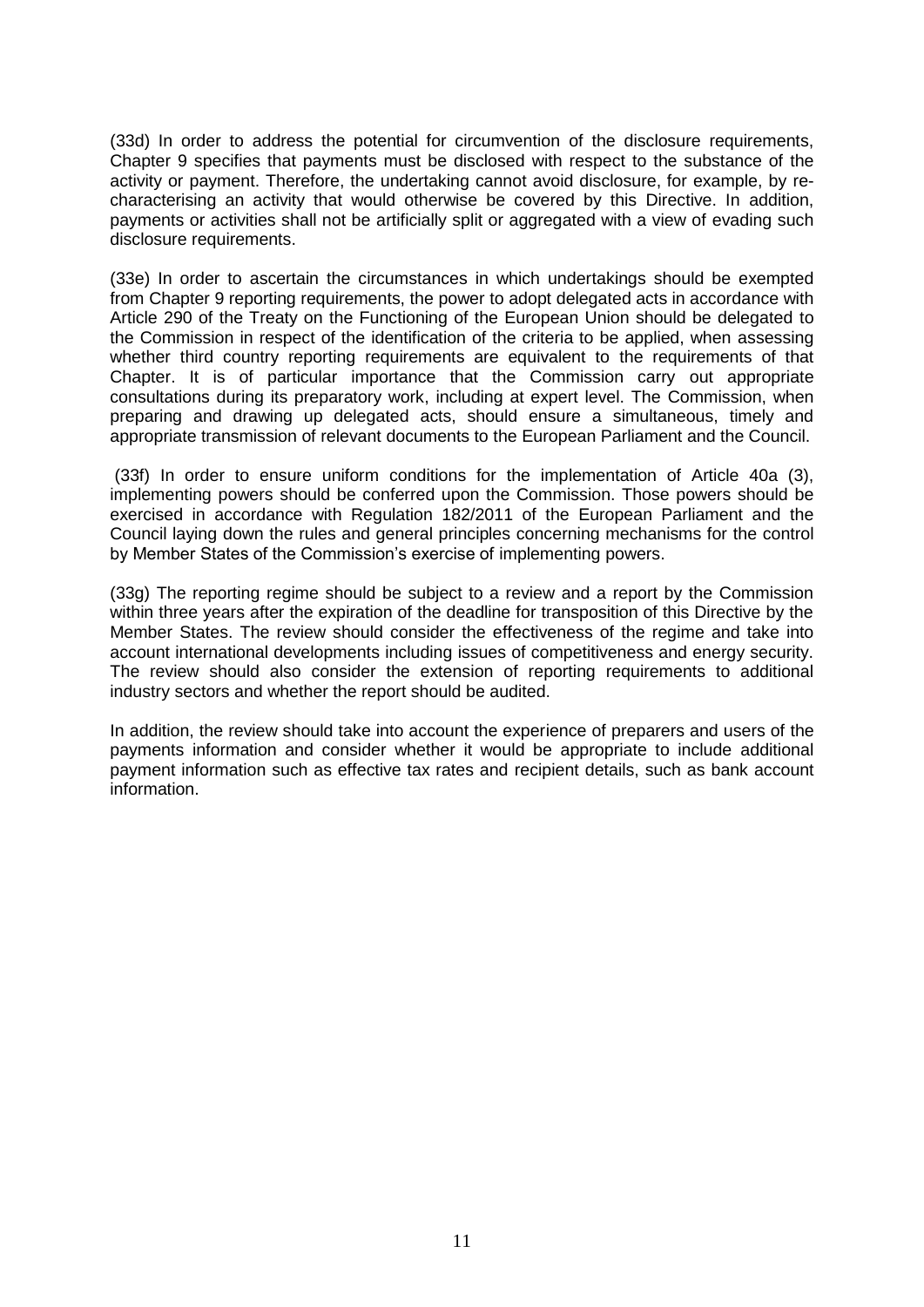(33d) In order to address the potential for circumvention of the disclosure requirements, Chapter 9 specifies that payments must be disclosed with respect to the substance of the activity or payment. Therefore, the undertaking cannot avoid disclosure, for example, by re-characterising an activity that would otherwise be covered by this Directive. In addition, payments or activities shall not be artificially split or aggregated with a view of evading such disclosure requirements.

(33e) In order to ascertain the circumstances in which undertakings should be exempted from Chapter 9 reporting requirements, the power to adopt delegated acts in accordance with Article 290 of the Treaty on the Functioning of the European Union should be delegated to the Commission in respect of the identification of the criteria to be applied, when assessing whether third country reporting requirements are equivalent to the requirements of that Chapter. It is of particular importance that the Commission carry out appropriate consultations during its preparatory work, including at expert level. The Commission, when preparing and drawing up delegated acts, should ensure a simultaneous, timely and appropriate transmission of relevant documents to the European Parliament and the Council.

(33f) In order to ensure uniform conditions for the implementation of Article 40a (3), implementing powers should be conferred upon the Commission. Those powers should be exercised in accordance with Regulation 182/2011 of the European Parliament and the Council laying down the rules and general principles concerning mechanisms for the control by Member States of the Commission's exercise of implementing powers.

(33g) The reporting regime should be subject to a review and a report by the Commission within three years after the expiration of the deadline for transposition of this Directive by the Member States. The review should consider the effectiveness of the regime and take into account international developments including issues of competitiveness and energy security. The review should also consider the extension of reporting requirements to additional industry sectors and whether the report should be audited.

In addition, the review should take into account the experience of preparers and users of the payments information and consider whether it would be appropriate to include additional payment information such as effective tax rates and recipient details, such as bank account information.